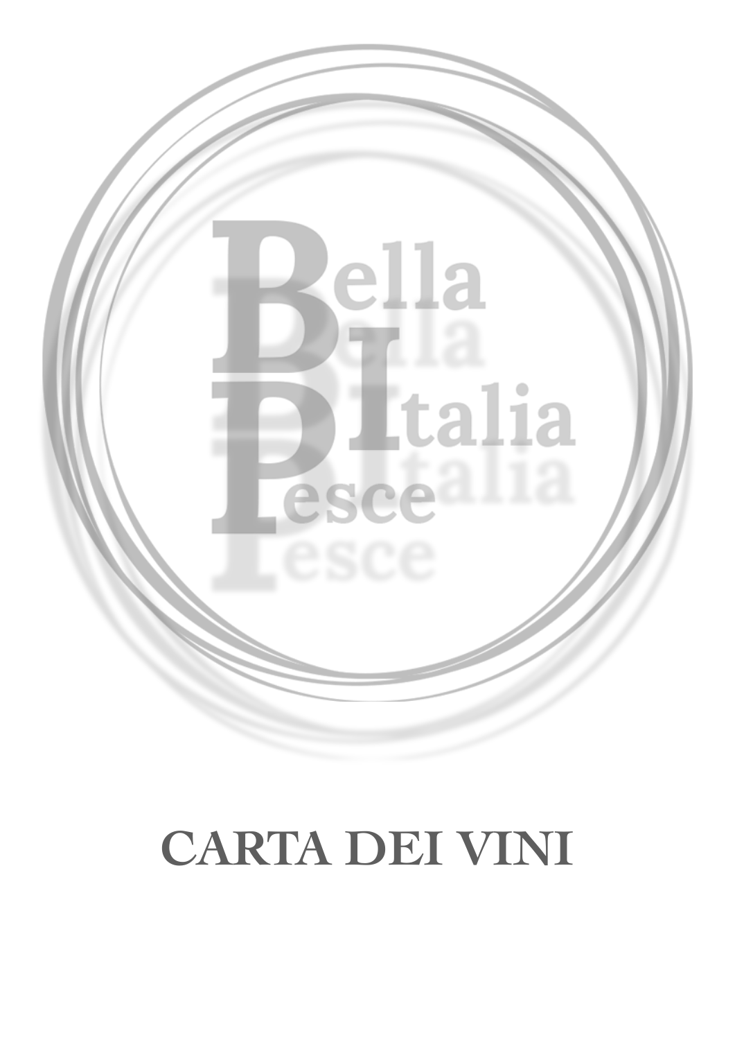Bella
Italia
Pesce

# CARTA DEI VINI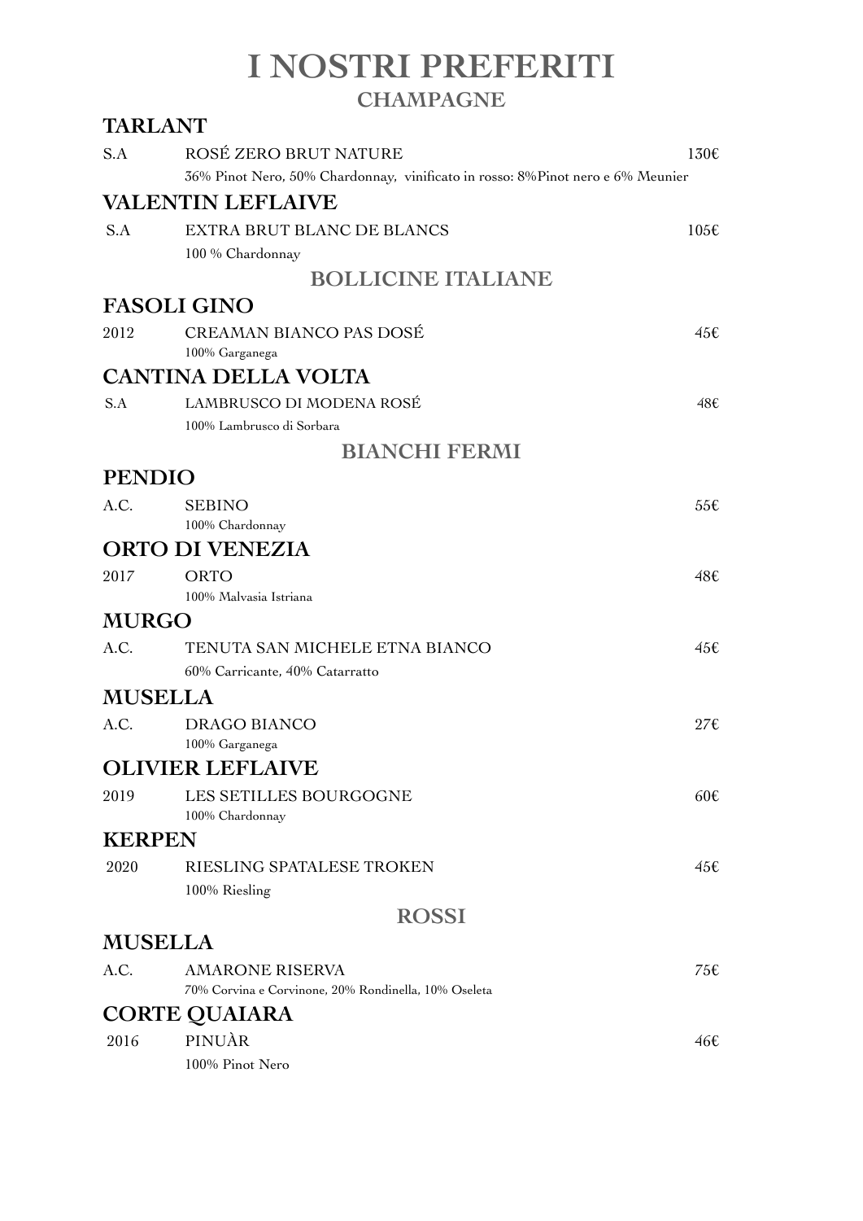# I NOSTRI PREFERITI

## CHAMPAGNE

### TARLANT

S.A ROSÉ ZERO BRUT NATURE 130€

36% Pinot Nero, 50% Chardonnay, vinificato in rosso: 8%Pinot nero e 6% Meunier

### VALENTIN LEFLAIVE

S.A EXTRA BRUT BLANC DE BLANCS 105€

100 % Chardonnay

## BOLLICINE ITALIANE

### FASOLI GINO

2012 CREAMAN BIANCO PAS DOSÉ 45€

100% Garganega

### CANTINA DELLA VOLTA

S.A LAMBRUSCO DI MODENA ROSÉ 48€

100% Lambrusco di Sorbara

## BIANCHI FERMI

### PENDIO

A.C. SEBINO 55€

100% Chardonnay

### ORTO DI VENEZIA

2017 ORTO 48€

100% Malvasia Istriana

### MURGO

A.C. TENUTA SAN MICHELE ETNA BIANCO 45€

60% Carricante, 40% Catarratto

### MUSELLA

A.C. DRAGO BIANCO 27€

100% Garganega

### OLIVIER LEFLAIVE

2019 LES SETILLES BOURGOGNE 60€

100% Chardonnay

### KERPEN

2020 RIESLING SPATALESE TROKEN 45€

100% Riesling

## ROSSI

### MUSELLA

A.C. AMARONE RISERVA 75€

70% Corvina e Corvinone, 20% Rondinella, 10% Oseleta

### CORTE QUAIARA

2016 PINUÀR 46€

100% Pinot Nero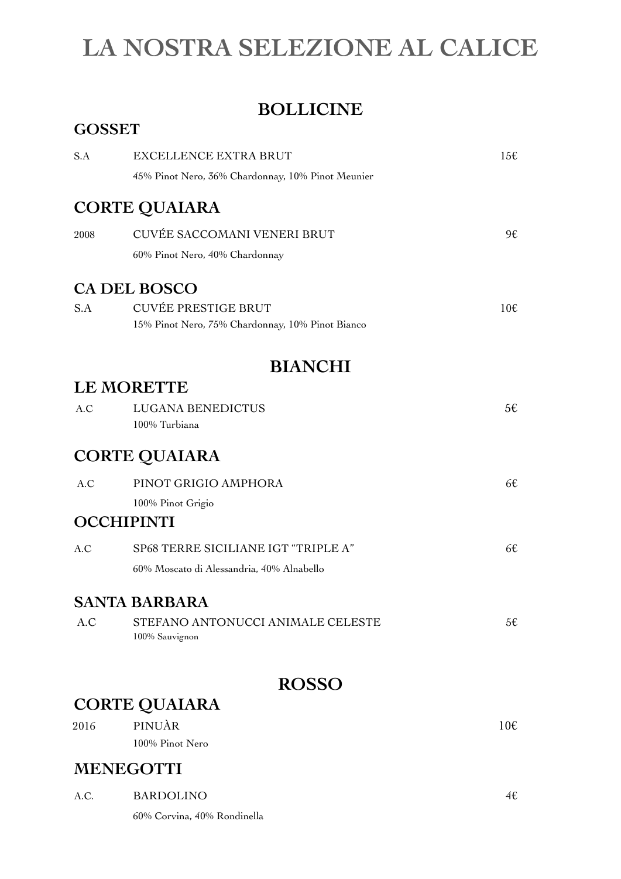# LA NOSTRA SELEZIONE AL CALICE

## BOLLICINE

### GOSSET

S.A — EXCELLENCE EXTRA BRUT — 15€

45% Pinot Nero, 36% Chardonnay, 10% Pinot Meunier

### CORTE QUAIARA

2008 — CUVÉE SACCOMANI VENERI BRUT — 9€

60% Pinot Nero, 40% Chardonnay

### CA DEL BOSCO

S.A — CUVÉE PRESTIGE BRUT — 10€

15% Pinot Nero, 75% Chardonnay, 10% Pinot Bianco

## BIANCHI

### LE MORETTE

A.C — LUGANA BENEDICTUS — 5€

100% Turbiana

### CORTE QUAIARA

A.C — PINOT GRIGIO AMPHORA — 6€

100% Pinot Grigio

### OCCHIPINTI

A.C — SP68 TERRE SICILIANE IGT "TRIPLE A" — 6€

60% Moscato di Alessandria, 40% Alnabello

### SANTA BARBARA

A.C — STEFANO ANTONUCCI ANIMALE CELESTE — 5€

100% Sauvignon

## ROSSO

### CORTE QUAIARA

2016 — PINUÀR — 10€

100% Pinot Nero

### MENEGOTTI

A.C. — BARDOLINO — 4€

60% Corvina, 40% Rondinella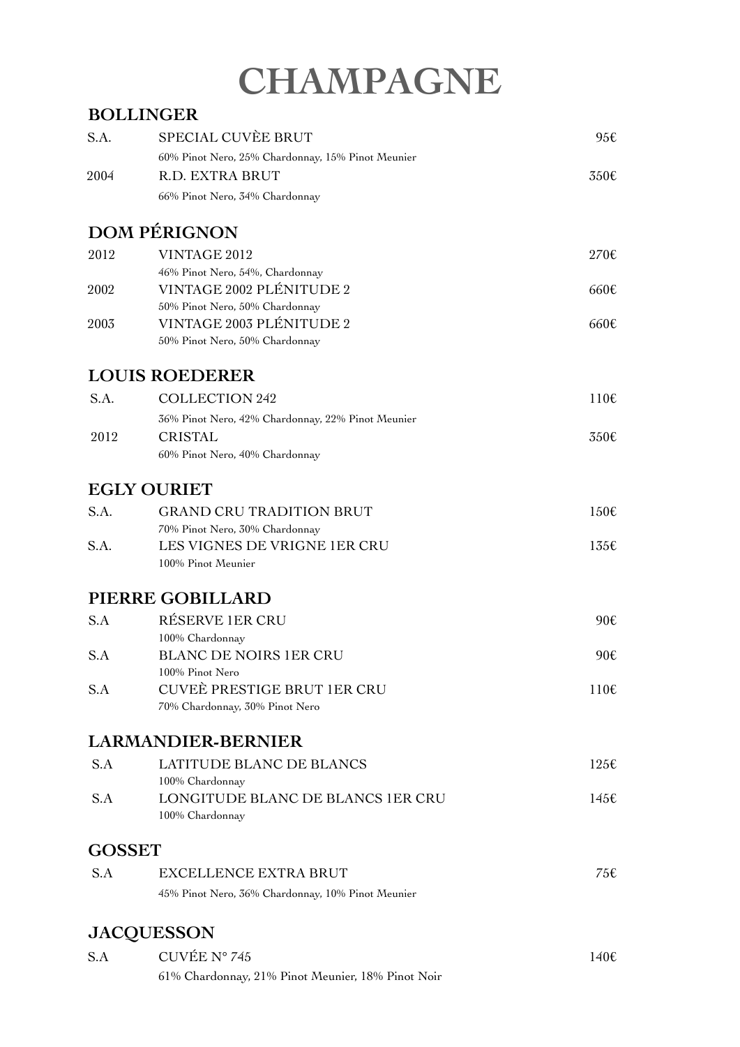# CHAMPAGNE

## BOLLINGER

| | | |
|---|---|---|
| S.A. | SPECIAL CUVÈE BRUT<br>60% Pinot Nero, 25% Chardonnay, 15% Pinot Meunier | 95€ |
| 2004 | R.D. EXTRA BRUT<br>66% Pinot Nero, 34% Chardonnay | 350€ |

## DOM PÉRIGNON

| | | |
|---|---|---|
| 2012 | VINTAGE 2012<br>46% Pinot Nero, 54%, Chardonnay | 270€ |
| 2002 | VINTAGE 2002 PLÉNITUDE 2<br>50% Pinot Nero, 50% Chardonnay | 660€ |
| 2003 | VINTAGE 2003 PLÉNITUDE 2<br>50% Pinot Nero, 50% Chardonnay | 660€ |

## LOUIS ROEDERER

| | | |
|---|---|---|
| S.A. | COLLECTION 242<br>36% Pinot Nero, 42% Chardonnay, 22% Pinot Meunier | 110€ |
| 2012 | CRISTAL<br>60% Pinot Nero, 40% Chardonnay | 350€ |

## EGLY OURIET

| | | |
|---|---|---|
| S.A. | GRAND CRU TRADITION BRUT<br>70% Pinot Nero, 30% Chardonnay | 150€ |
| S.A. | LES VIGNES DE VRIGNE 1ER CRU<br>100% Pinot Meunier | 135€ |

## PIERRE GOBILLARD

| | | |
|---|---|---|
| S.A | RÉSERVE 1ER CRU<br>100% Chardonnay | 90€ |
| S.A | BLANC DE NOIRS 1ER CRU<br>100% Pinot Nero | 90€ |
| S.A | CUVEÈ PRESTIGE BRUT 1ER CRU<br>70% Chardonnay, 30% Pinot Nero | 110€ |

## LARMANDIER-BERNIER

| | | |
|---|---|---|
| S.A | LATITUDE BLANC DE BLANCS<br>100% Chardonnay | 125€ |
| S.A | LONGITUDE BLANC DE BLANCS 1ER CRU<br>100% Chardonnay | 145€ |

## GOSSET

| | | |
|---|---|---|
| S.A | EXCELLENCE EXTRA BRUT<br>45% Pinot Nero, 36% Chardonnay, 10% Pinot Meunier | 75€ |

## JACQUESSON

| | | |
|---|---|---|
| S.A | CUVÉE N° 745<br>61% Chardonnay, 21% Pinot Meunier, 18% Pinot Noir | 140€ |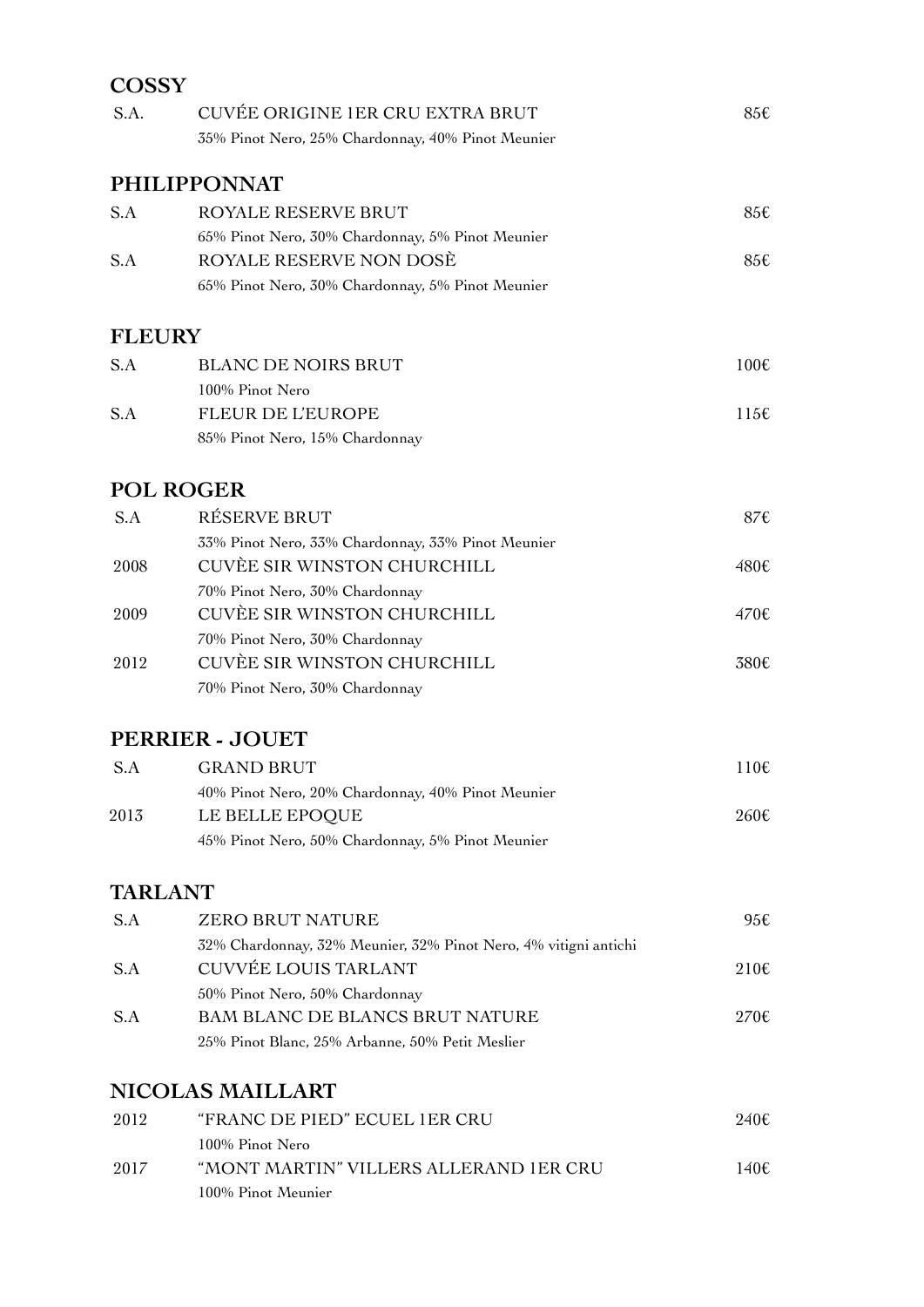## COSSY

| | | |
|---|---|---|
| S.A. | CUVÉE ORIGINE 1ER CRU EXTRA BRUT<br>35% Pinot Nero, 25% Chardonnay, 40% Pinot Meunier | 85€ |

## PHILIPPONNAT

| | | |
|---|---|---|
| S.A | ROYALE RESERVE BRUT<br>65% Pinot Nero, 30% Chardonnay, 5% Pinot Meunier | 85€ |
| S.A | ROYALE RESERVE NON DOSÈ<br>65% Pinot Nero, 30% Chardonnay, 5% Pinot Meunier | 85€ |

## FLEURY

| | | |
|---|---|---|
| S.A | BLANC DE NOIRS BRUT<br>100% Pinot Nero | 100€ |
| S.A | FLEUR DE L'EUROPE<br>85% Pinot Nero, 15% Chardonnay | 115€ |

## POL ROGER

| | | |
|---|---|---|
| S.A | RÉSERVE BRUT<br>33% Pinot Nero, 33% Chardonnay, 33% Pinot Meunier | 87€ |
| 2008 | CUVÈE SIR WINSTON CHURCHILL<br>70% Pinot Nero, 30% Chardonnay | 480€ |
| 2009 | CUVÈE SIR WINSTON CHURCHILL<br>70% Pinot Nero, 30% Chardonnay | 470€ |
| 2012 | CUVÈE SIR WINSTON CHURCHILL<br>70% Pinot Nero, 30% Chardonnay | 380€ |

## PERRIER - JOUET

| | | |
|---|---|---|
| S.A | GRAND BRUT<br>40% Pinot Nero, 20% Chardonnay, 40% Pinot Meunier | 110€ |
| 2013 | LE BELLE EPOQUE<br>45% Pinot Nero, 50% Chardonnay, 5% Pinot Meunier | 260€ |

## TARLANT

| | | |
|---|---|---|
| S.A | ZERO BRUT NATURE<br>32% Chardonnay, 32% Meunier, 32% Pinot Nero, 4% vitigni antichi | 95€ |
| S.A | CUVVÉE LOUIS TARLANT<br>50% Pinot Nero, 50% Chardonnay | 210€ |
| S.A | BAM BLANC DE BLANCS BRUT NATURE<br>25% Pinot Blanc, 25% Arbanne, 50% Petit Meslier | 270€ |

## NICOLAS MAILLART

| | | |
|---|---|---|
| 2012 | "FRANC DE PIED" ECUEL 1ER CRU<br>100% Pinot Nero | 240€ |
| 2017 | "MONT MARTIN" VILLERS ALLERAND 1ER CRU<br>100% Pinot Meunier | 140€ |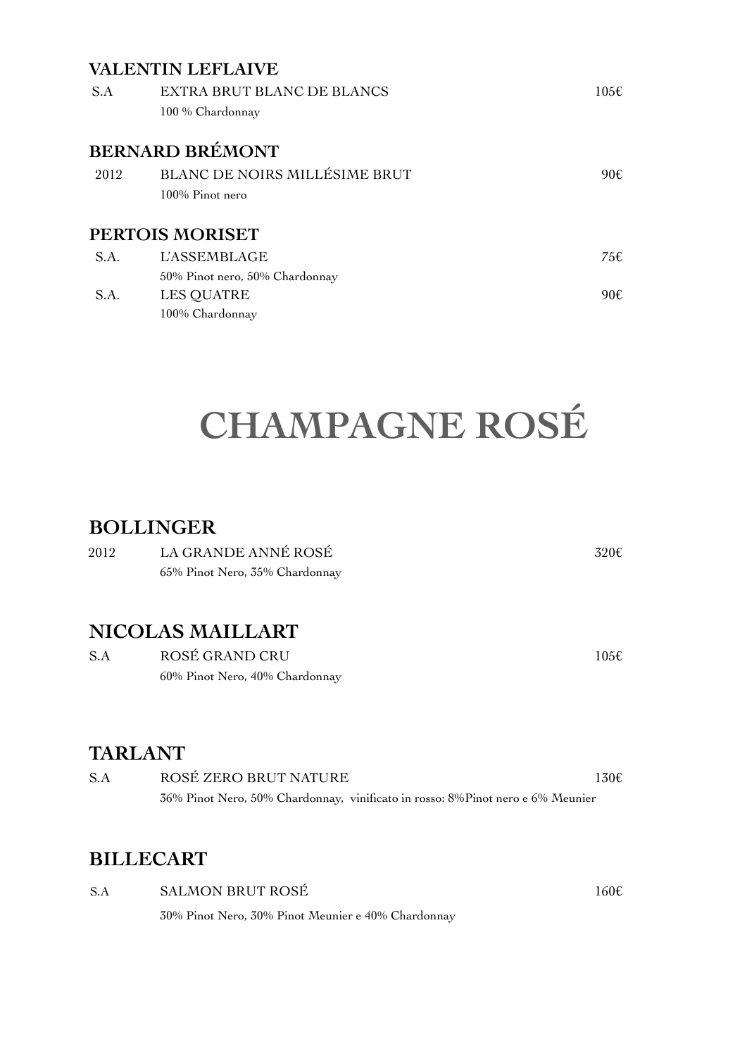### VALENTIN LEFLAIVE

| | | |
|---|---|---|
| S.A | EXTRA BRUT BLANC DE BLANCS<br>100 % Chardonnay | 105€ |

### BERNARD BRÉMONT

| | | |
|---|---|---|
| 2012 | BLANC DE NOIRS MILLÉSIME BRUT<br>100% Pinot nero | 90€ |

### PERTOIS MORISET

| | | |
|---|---|---|
| S.A. | L'ASSEMBLAGE<br>50% Pinot nero, 50% Chardonnay | 75€ |
| S.A. | LES QUATRE<br>100% Chardonnay | 90€ |

# CHAMPAGNE ROSÉ

## BOLLINGER

| | | |
|---|---|---|
| 2012 | LA GRANDE ANNÉ ROSÉ<br>65% Pinot Nero, 35% Chardonnay | 320€ |

## NICOLAS MAILLART

| | | |
|---|---|---|
| S.A | ROSÉ GRAND CRU<br>60% Pinot Nero, 40% Chardonnay | 105€ |

## TARLANT

| | | |
|---|---|---|
| S.A | ROSÉ ZERO BRUT NATURE<br>36% Pinot Nero, 50% Chardonnay, vinificato in rosso: 8%Pinot nero e 6% Meunier | 130€ |

## BILLECART

| | | |
|---|---|---|
| S.A | SALMON BRUT ROSÉ<br>30% Pinot Nero, 30% Pinot Meunier e 40% Chardonnay | 160€ |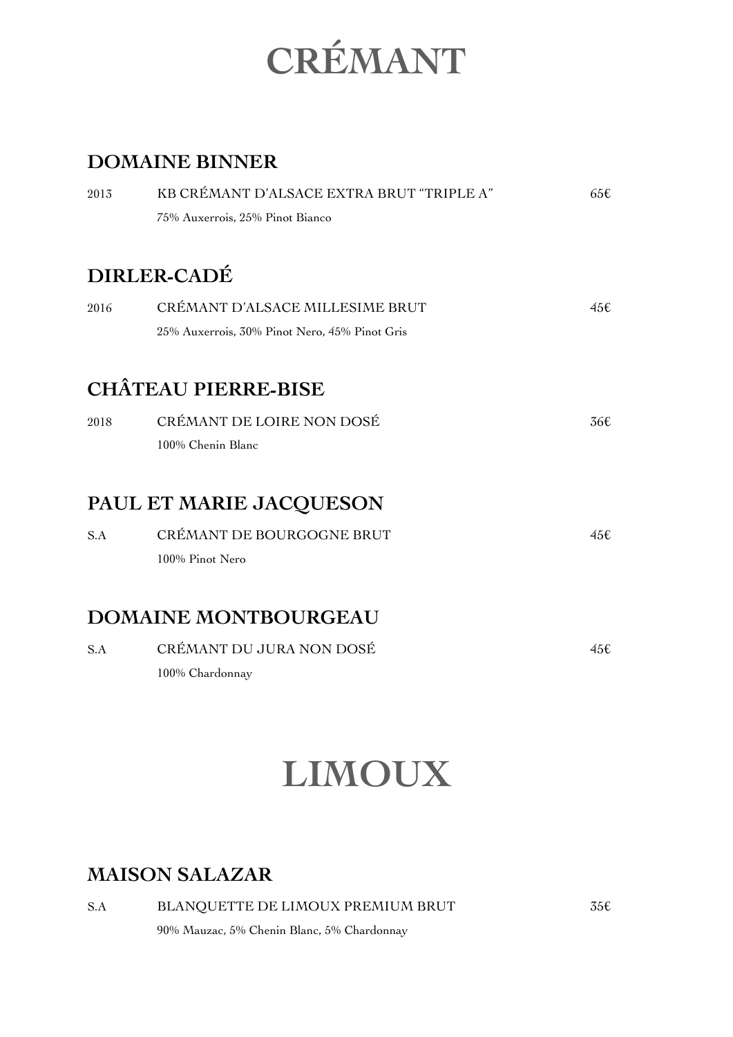# CRÉMANT

## DOMAINE BINNER

2013 KB CRÉMANT D'ALSACE EXTRA BRUT "TRIPLE A" 65€

75% Auxerrois, 25% Pinot Bianco

## DIRLER-CADÉ

2016 CRÉMANT D'ALSACE MILLESIME BRUT 45€

25% Auxerrois, 30% Pinot Nero, 45% Pinot Gris

## CHÂTEAU PIERRE-BISE

2018 CRÉMANT DE LOIRE NON DOSÉ 36€

100% Chenin Blanc

## PAUL ET MARIE JACQUESON

S.A CRÉMANT DE BOURGOGNE BRUT 45€

100% Pinot Nero

## DOMAINE MONTBOURGEAU

S.A CRÉMANT DU JURA NON DOSÉ 45€

100% Chardonnay

# LIMOUX

## MAISON SALAZAR

S.A BLANQUETTE DE LIMOUX PREMIUM BRUT 35€

90% Mauzac, 5% Chenin Blanc, 5% Chardonnay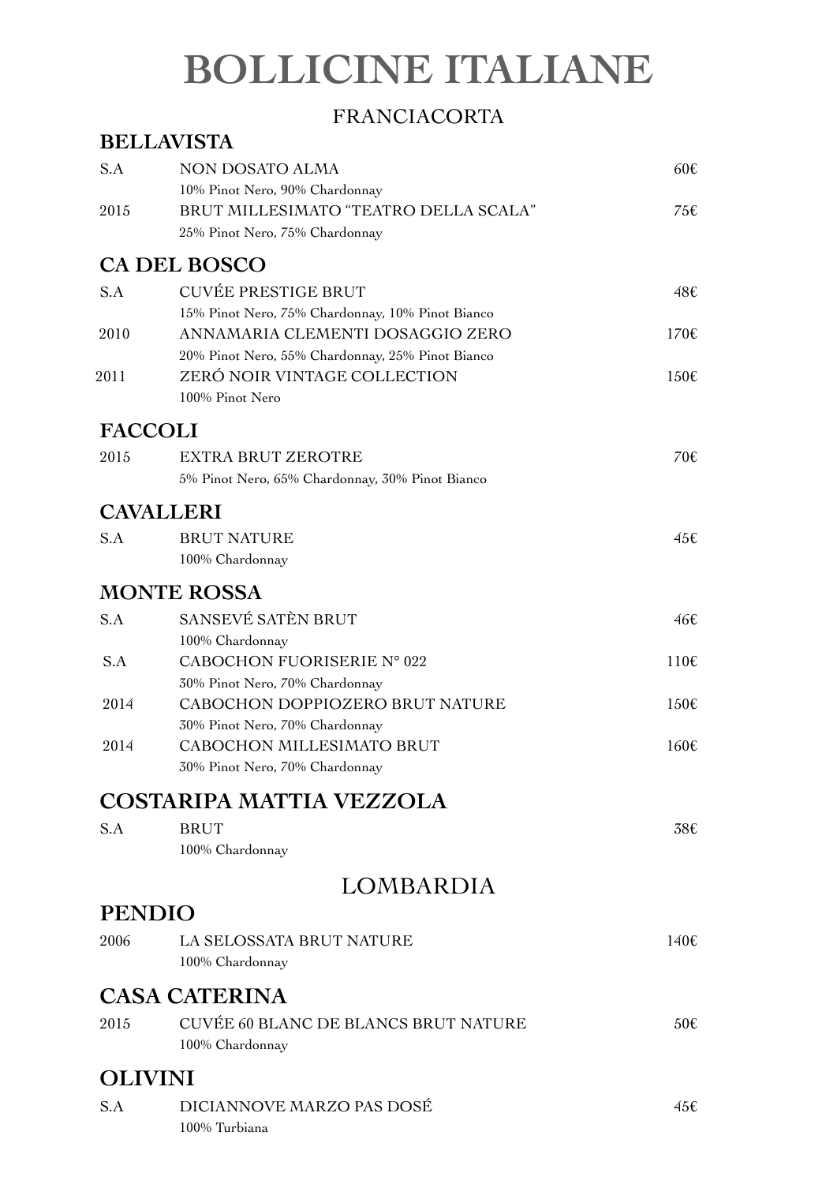# BOLLICINE ITALIANE

## FRANCIACORTA

### BELLAVISTA

| | | |
|---|---|---|
| S.A | NON DOSATO ALMA<br>10% Pinot Nero, 90% Chardonnay | 60€ |
| 2015 | BRUT MILLESIMATO "TEATRO DELLA SCALA"<br>25% Pinot Nero, 75% Chardonnay | 75€ |

### CA DEL BOSCO

| | | |
|---|---|---|
| S.A | CUVÉE PRESTIGE BRUT<br>15% Pinot Nero, 75% Chardonnay, 10% Pinot Bianco | 48€ |
| 2010 | ANNAMARIA CLEMENTI DOSAGGIO ZERO<br>20% Pinot Nero, 55% Chardonnay, 25% Pinot Bianco | 170€ |
| 2011 | ZERÓ NOIR VINTAGE COLLECTION<br>100% Pinot Nero | 150€ |

### FACCOLI

| | | |
|---|---|---|
| 2015 | EXTRA BRUT ZEROTRE<br>5% Pinot Nero, 65% Chardonnay, 30% Pinot Bianco | 70€ |

### CAVALLERI

| | | |
|---|---|---|
| S.A | BRUT NATURE<br>100% Chardonnay | 45€ |

### MONTE ROSSA

| | | |
|---|---|---|
| S.A | SANSEVÉ SATÈN BRUT<br>100% Chardonnay | 46€ |
| S.A | CABOCHON FUORISERIE N° 022<br>30% Pinot Nero, 70% Chardonnay | 110€ |
| 2014 | CABOCHON DOPPIOZERO BRUT NATURE<br>30% Pinot Nero, 70% Chardonnay | 150€ |
| 2014 | CABOCHON MILLESIMATO BRUT<br>30% Pinot Nero, 70% Chardonnay | 160€ |

### COSTARIPA MATTIA VEZZOLA

| | | |
|---|---|---|
| S.A | BRUT<br>100% Chardonnay | 38€ |

## LOMBARDIA

### PENDIO

| | | |
|---|---|---|
| 2006 | LA SELOSSATA BRUT NATURE<br>100% Chardonnay | 140€ |

### CASA CATERINA

| | | |
|---|---|---|
| 2015 | CUVÉE 60 BLANC DE BLANCS BRUT NATURE<br>100% Chardonnay | 50€ |

### OLIVINI

| | | |
|---|---|---|
| S.A | DICIANNOVE MARZO PAS DOSÉ<br>100% Turbiana | 45€ |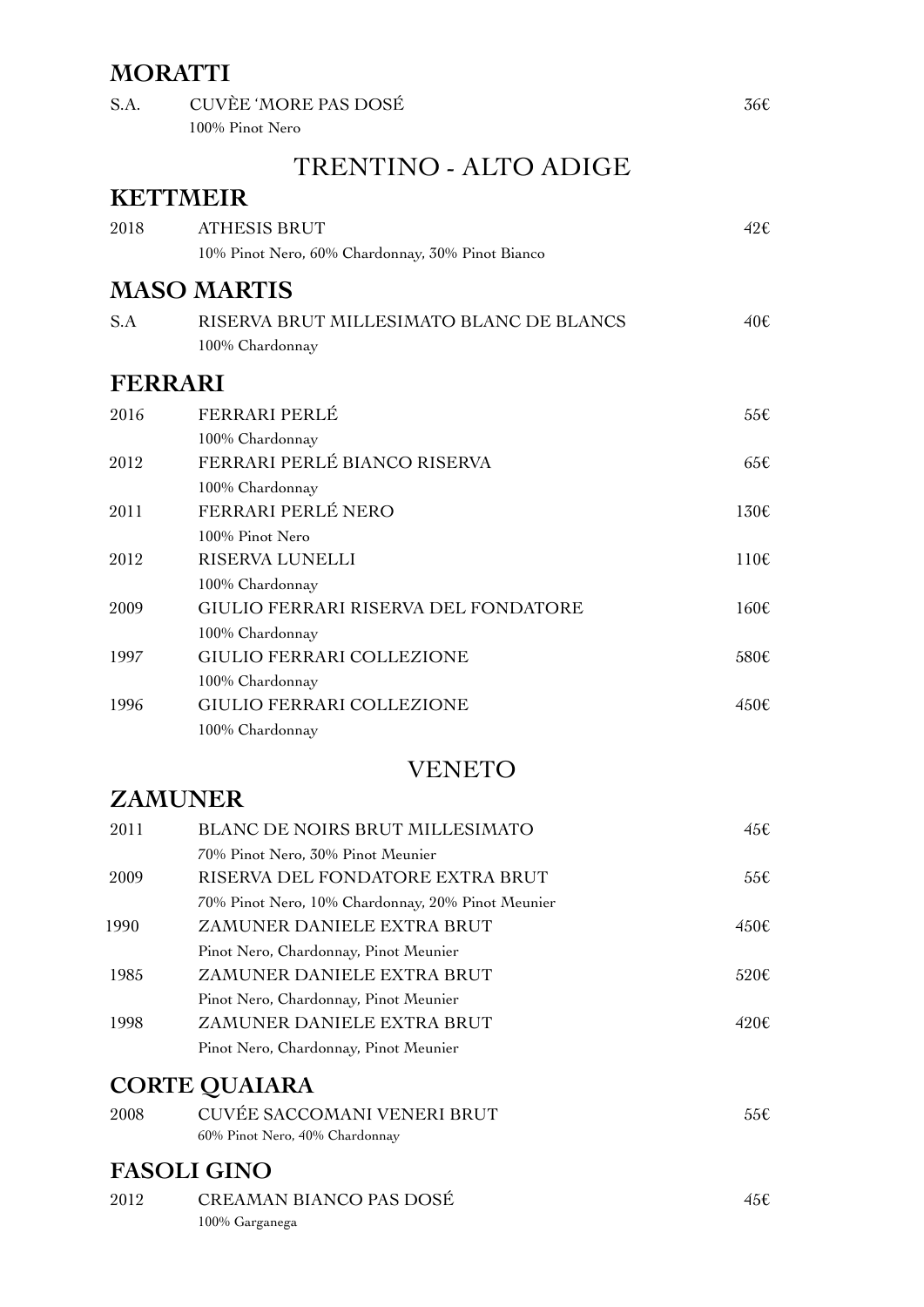## MORATTI

| | | |
|---|---|---|
| S.A. | CUVÈE 'MORE PAS DOSÉ<br>100% Pinot Nero | 36€ |

# TRENTINO - ALTO ADIGE

## KETTMEIR

| | | |
|---|---|---|
| 2018 | ATHESIS BRUT<br>10% Pinot Nero, 60% Chardonnay, 30% Pinot Bianco | 42€ |

## MASO MARTIS

| | | |
|---|---|---|
| S.A | RISERVA BRUT MILLESIMATO BLANC DE BLANCS<br>100% Chardonnay | 40€ |

## FERRARI

| | | |
|---|---|---|
| 2016 | FERRARI PERLÉ<br>100% Chardonnay | 55€ |
| 2012 | FERRARI PERLÉ BIANCO RISERVA<br>100% Chardonnay | 65€ |
| 2011 | FERRARI PERLÉ NERO<br>100% Pinot Nero | 130€ |
| 2012 | RISERVA LUNELLI<br>100% Chardonnay | 110€ |
| 2009 | GIULIO FERRARI RISERVA DEL FONDATORE<br>100% Chardonnay | 160€ |
| 1997 | GIULIO FERRARI COLLEZIONE<br>100% Chardonnay | 580€ |
| 1996 | GIULIO FERRARI COLLEZIONE<br>100% Chardonnay | 450€ |

# VENETO

## ZAMUNER

| | | |
|---|---|---|
| 2011 | BLANC DE NOIRS BRUT MILLESIMATO<br>70% Pinot Nero, 30% Pinot Meunier | 45€ |
| 2009 | RISERVA DEL FONDATORE EXTRA BRUT<br>70% Pinot Nero, 10% Chardonnay, 20% Pinot Meunier | 55€ |
| 1990 | ZAMUNER DANIELE EXTRA BRUT<br>Pinot Nero, Chardonnay, Pinot Meunier | 450€ |
| 1985 | ZAMUNER DANIELE EXTRA BRUT<br>Pinot Nero, Chardonnay, Pinot Meunier | 520€ |
| 1998 | ZAMUNER DANIELE EXTRA BRUT<br>Pinot Nero, Chardonnay, Pinot Meunier | 420€ |

## CORTE QUAIARA

| | | |
|---|---|---|
| 2008 | CUVÉE SACCOMANI VENERI BRUT<br>60% Pinot Nero, 40% Chardonnay | 55€ |

## FASOLI GINO

| | | |
|---|---|---|
| 2012 | CREAMAN BIANCO PAS DOSÉ<br>100% Garganega | 45€ |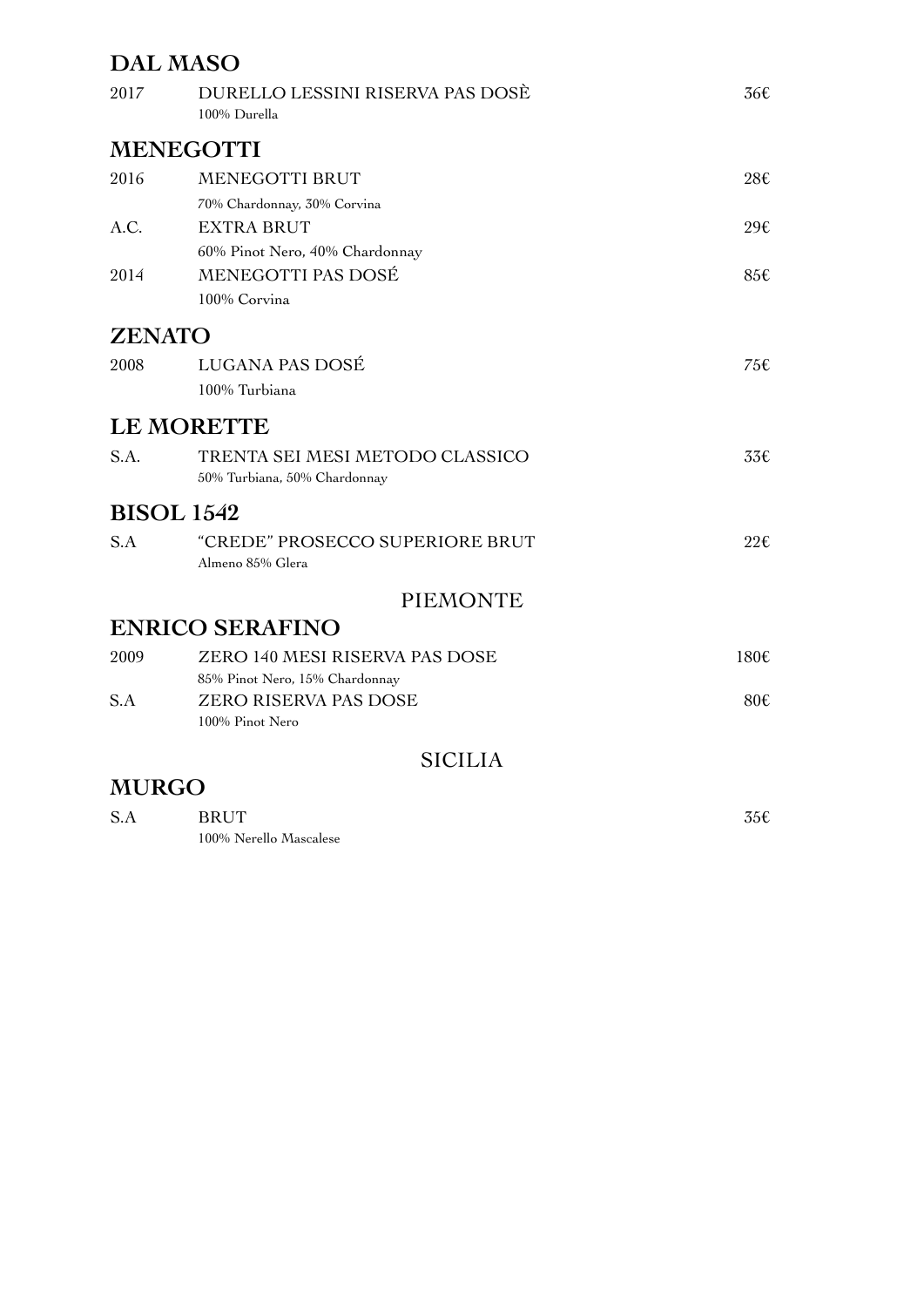## DAL MASO

| | | |
|---|---|---|
| 2017 | DURELLO LESSINI RISERVA PAS DOSÈ<br>100% Durella | 36€ |

## MENEGOTTI

| | | |
|---|---|---|
| 2016 | MENEGOTTI BRUT<br>70% Chardonnay, 30% Corvina | 28€ |
| A.C. | EXTRA BRUT<br>60% Pinot Nero, 40% Chardonnay | 29€ |
| 2014 | MENEGOTTI PAS DOSÉ<br>100% Corvina | 85€ |

## ZENATO

| | | |
|---|---|---|
| 2008 | LUGANA PAS DOSÉ<br>100% Turbiana | 75€ |

## LE MORETTE

| | | |
|---|---|---|
| S.A. | TRENTA SEI MESI METODO CLASSICO<br>50% Turbiana, 50% Chardonnay | 33€ |

## BISOL 1542

| | | |
|---|---|---|
| S.A | "CREDE" PROSECCO SUPERIORE BRUT<br>Almeno 85% Glera | 22€ |

# PIEMONTE

## ENRICO SERAFINO

| | | |
|---|---|---|
| 2009 | ZERO 140 MESI RISERVA PAS DOSE<br>85% Pinot Nero, 15% Chardonnay | 180€ |
| S.A | ZERO RISERVA PAS DOSE<br>100% Pinot Nero | 80€ |

# SICILIA

## MURGO

| | | |
|---|---|---|
| S.A | BRUT<br>100% Nerello Mascalese | 35€ |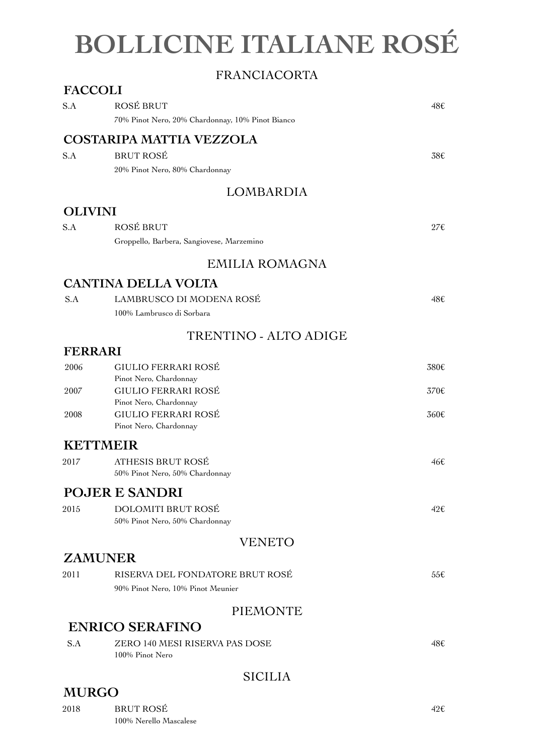# BOLLICINE ITALIANE ROSÉ

## FRANCIACORTA

### FACCOLI

| | | |
|---|---|---|
| S.A | ROSÉ BRUT<br>70% Pinot Nero, 20% Chardonnay, 10% Pinot Bianco | 48€ |

### COSTARIPA MATTIA VEZZOLA

| | | |
|---|---|---|
| S.A | BRUT ROSÉ<br>20% Pinot Nero, 80% Chardonnay | 38€ |

## LOMBARDIA

### OLIVINI

| | | |
|---|---|---|
| S.A | ROSÉ BRUT<br>Groppello, Barbera, Sangiovese, Marzemino | 27€ |

## EMILIA ROMAGNA

### CANTINA DELLA VOLTA

| | | |
|---|---|---|
| S.A | LAMBRUSCO DI MODENA ROSÉ<br>100% Lambrusco di Sorbara | 48€ |

## TRENTINO - ALTO ADIGE

### FERRARI

| | | |
|---|---|---|
| 2006 | GIULIO FERRARI ROSÉ<br>Pinot Nero, Chardonnay | 380€ |
| 2007 | GIULIO FERRARI ROSÉ<br>Pinot Nero, Chardonnay | 370€ |
| 2008 | GIULIO FERRARI ROSÉ<br>Pinot Nero, Chardonnay | 360€ |

### KETTMEIR

| | | |
|---|---|---|
| 2017 | ATHESIS BRUT ROSÉ<br>50% Pinot Nero, 50% Chardonnay | 46€ |

### POJER E SANDRI

| | | |
|---|---|---|
| 2015 | DOLOMITI BRUT ROSÉ<br>50% Pinot Nero, 50% Chardonnay | 42€ |

## VENETO

### ZAMUNER

| | | |
|---|---|---|
| 2011 | RISERVA DEL FONDATORE BRUT ROSÉ<br>90% Pinot Nero, 10% Pinot Meunier | 55€ |

## PIEMONTE

### ENRICO SERAFINO

| | | |
|---|---|---|
| S.A | ZERO 140 MESI RISERVA PAS DOSE<br>100% Pinot Nero | 48€ |

## SICILIA

### MURGO

| | | |
|---|---|---|
| 2018 | BRUT ROSÉ<br>100% Nerello Mascalese | 42€ |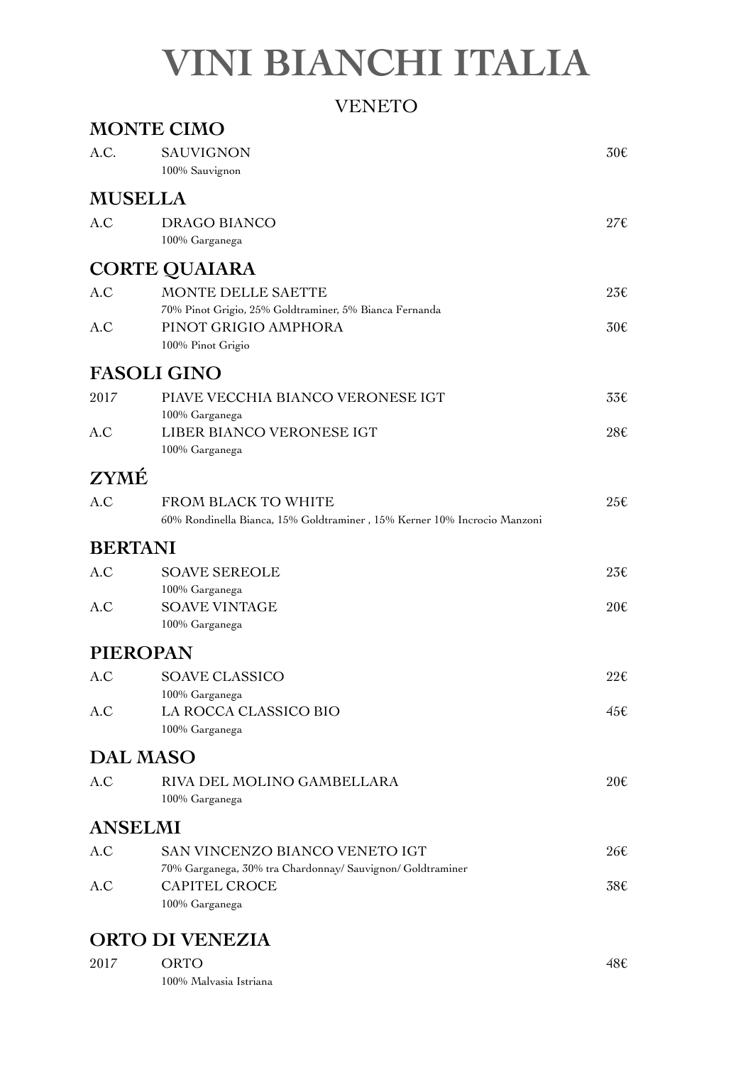# VINI BIANCHI ITALIA

## VENETO

### MONTE CIMO

| | | |
|---|---|---|
| A.C. | SAUVIGNON<br>100% Sauvignon | 30€ |

### MUSELLA

| | | |
|---|---|---|
| A.C | DRAGO BIANCO<br>100% Garganega | 27€ |

### CORTE QUAIARA

| | | |
|---|---|---|
| A.C | MONTE DELLE SAETTE<br>70% Pinot Grigio, 25% Goldtraminer, 5% Bianca Fernanda | 23€ |
| A.C | PINOT GRIGIO AMPHORA<br>100% Pinot Grigio | 30€ |

### FASOLI GINO

| | | |
|---|---|---|
| 2017 | PIAVE VECCHIA BIANCO VERONESE IGT<br>100% Garganega | 33€ |
| A.C | LIBER BIANCO VERONESE IGT<br>100% Garganega | 28€ |

### ZYMÉ

| | | |
|---|---|---|
| A.C | FROM BLACK TO WHITE<br>60% Rondinella Bianca, 15% Goldtraminer , 15% Kerner 10% Incrocio Manzoni | 25€ |

### BERTANI

| | | |
|---|---|---|
| A.C | SOAVE SEREOLE<br>100% Garganega | 23€ |
| A.C | SOAVE VINTAGE<br>100% Garganega | 20€ |

### PIEROPAN

| | | |
|---|---|---|
| A.C | SOAVE CLASSICO<br>100% Garganega | 22€ |
| A.C | LA ROCCA CLASSICO BIO<br>100% Garganega | 45€ |

### DAL MASO

| | | |
|---|---|---|
| A.C | RIVA DEL MOLINO GAMBELLARA<br>100% Garganega | 20€ |

### ANSELMI

| | | |
|---|---|---|
| A.C | SAN VINCENZO BIANCO VENETO IGT<br>70% Garganega, 30% tra Chardonnay/ Sauvignon/ Goldtraminer | 26€ |
| A.C | CAPITEL CROCE<br>100% Garganega | 38€ |

### ORTO DI VENEZIA

| | | |
|---|---|---|
| 2017 | ORTO<br>100% Malvasia Istriana | 48€ |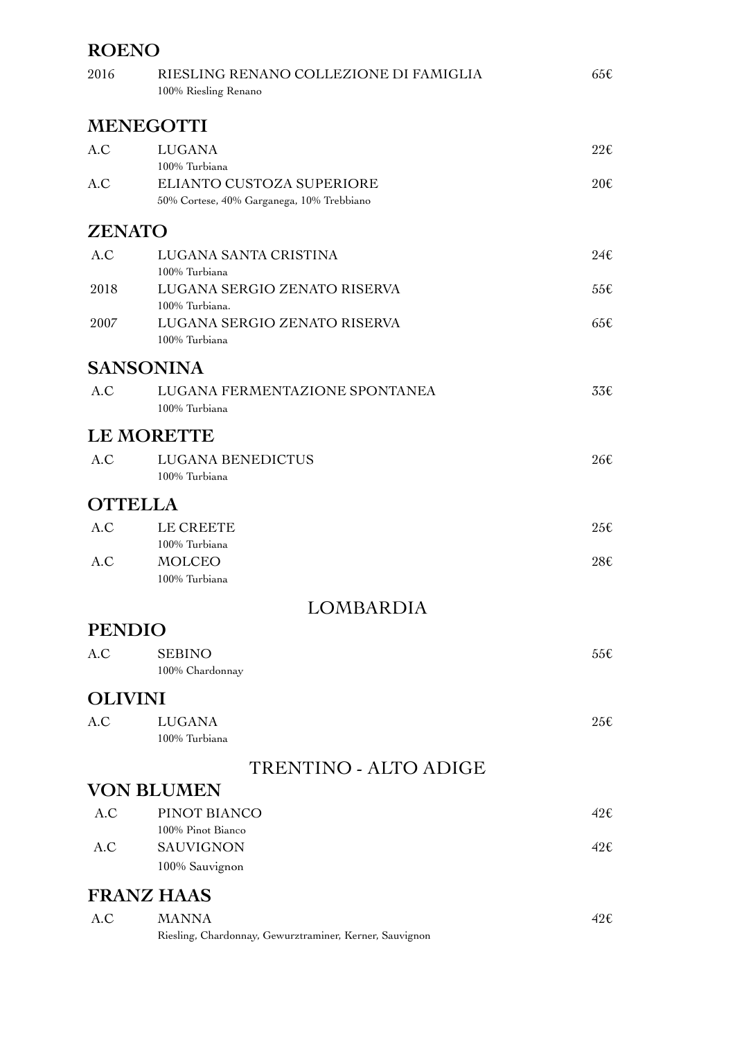## ROENO

| | | |
|---|---|---|
| 2016 | RIESLING RENANO COLLEZIONE DI FAMIGLIA<br>100% Riesling Renano | 65€ |

## MENEGOTTI

| | | |
|---|---|---|
| A.C | LUGANA<br>100% Turbiana | 22€ |
| A.C | ELIANTO CUSTOZA SUPERIORE<br>50% Cortese, 40% Garganega, 10% Trebbiano | 20€ |

## ZENATO

| | | |
|---|---|---|
| A.C | LUGANA SANTA CRISTINA<br>100% Turbiana | 24€ |
| 2018 | LUGANA SERGIO ZENATO RISERVA<br>100% Turbiana. | 55€ |
| 2007 | LUGANA SERGIO ZENATO RISERVA<br>100% Turbiana | 65€ |

## SANSONINA

| | | |
|---|---|---|
| A.C | LUGANA FERMENTAZIONE SPONTANEA<br>100% Turbiana | 33€ |

## LE MORETTE

| | | |
|---|---|---|
| A.C | LUGANA BENEDICTUS<br>100% Turbiana | 26€ |

## OTTELLA

| | | |
|---|---|---|
| A.C | LE CREETE<br>100% Turbiana | 25€ |
| A.C | MOLCEO<br>100% Turbiana | 28€ |

# LOMBARDIA

## PENDIO

| | | |
|---|---|---|
| A.C | SEBINO<br>100% Chardonnay | 55€ |

## OLIVINI

| | | |
|---|---|---|
| A.C | LUGANA<br>100% Turbiana | 25€ |

# TRENTINO - ALTO ADIGE

## VON BLUMEN

| | | |
|---|---|---|
| A.C | PINOT BIANCO<br>100% Pinot Bianco | 42€ |
| A.C | SAUVIGNON<br>100% Sauvignon | 42€ |

## FRANZ HAAS

| | | |
|---|---|---|
| A.C | MANNA<br>Riesling, Chardonnay, Gewurztraminer, Kerner, Sauvignon | 42€ |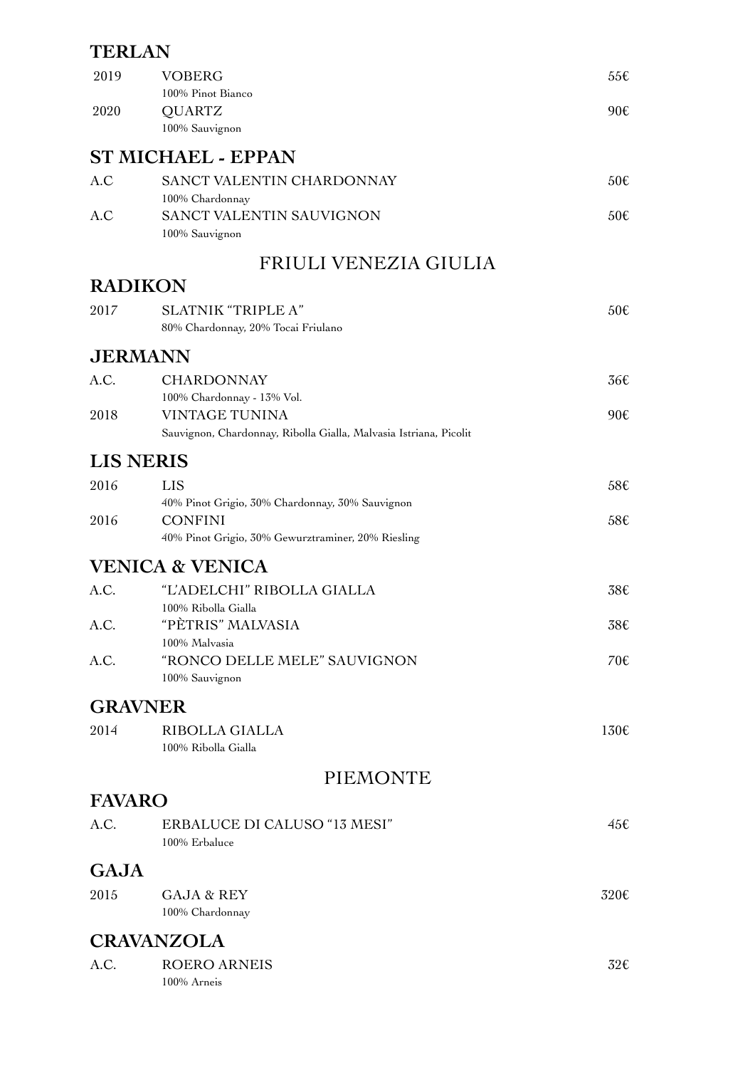## TERLAN

| | | |
|---|---|---|
| 2019 | VOBERG<br>100% Pinot Bianco | 55€ |
| 2020 | QUARTZ<br>100% Sauvignon | 90€ |

## ST MICHAEL - EPPAN

| | | |
|---|---|---|
| A.C | SANCT VALENTIN CHARDONNAY<br>100% Chardonnay | 50€ |
| A.C | SANCT VALENTIN SAUVIGNON<br>100% Sauvignon | 50€ |

# FRIULI VENEZIA GIULIA

## RADIKON

| | | |
|---|---|---|
| 2017 | SLATNIK "TRIPLE A"<br>80% Chardonnay, 20% Tocai Friulano | 50€ |

## JERMANN

| | | |
|---|---|---|
| A.C. | CHARDONNAY<br>100% Chardonnay - 13% Vol. | 36€ |
| 2018 | VINTAGE TUNINA<br>Sauvignon, Chardonnay, Ribolla Gialla, Malvasia Istriana, Picolit | 90€ |

## LIS NERIS

| | | |
|---|---|---|
| 2016 | LIS<br>40% Pinot Grigio, 30% Chardonnay, 30% Sauvignon | 58€ |
| 2016 | CONFINI<br>40% Pinot Grigio, 30% Gewurztraminer, 20% Riesling | 58€ |

## VENICA & VENICA

| | | |
|---|---|---|
| A.C. | "L'ADELCHI" RIBOLLA GIALLA<br>100% Ribolla Gialla | 38€ |
| A.C. | "PÈTRIS" MALVASIA<br>100% Malvasia | 38€ |
| A.C. | "RONCO DELLE MELE" SAUVIGNON<br>100% Sauvignon | 70€ |

## GRAVNER

| | | |
|---|---|---|
| 2014 | RIBOLLA GIALLA<br>100% Ribolla Gialla | 130€ |

# PIEMONTE

## FAVARO

| | | |
|---|---|---|
| A.C. | ERBALUCE DI CALUSO "13 MESI"<br>100% Erbaluce | 45€ |

## GAJA

| | | |
|---|---|---|
| 2015 | GAJA & REY<br>100% Chardonnay | 320€ |

## CRAVANZOLA

| | | |
|---|---|---|
| A.C. | ROERO ARNEIS<br>100% Arneis | 32€ |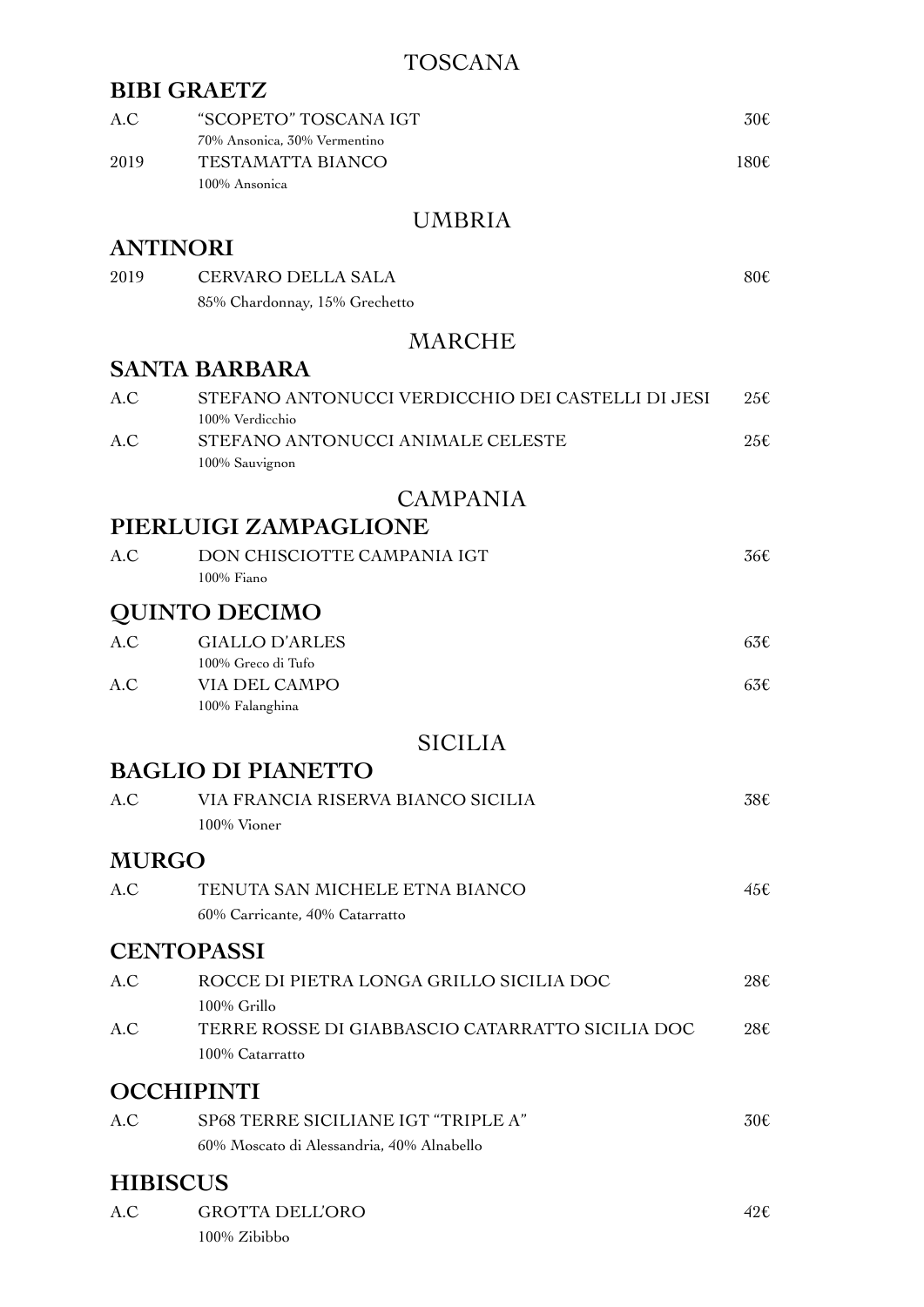# TOSCANA

## BIBI GRAETZ

| | | |
|---|---|---|
| A.C | "SCOPETO" TOSCANA IGT<br>70% Ansonica, 30% Vermentino | 30€ |
| 2019 | TESTAMATTA BIANCO<br>100% Ansonica | 180€ |

# UMBRIA

## ANTINORI

| | | |
|---|---|---|
| 2019 | CERVARO DELLA SALA<br>85% Chardonnay, 15% Grechetto | 80€ |

# MARCHE

## SANTA BARBARA

| | | |
|---|---|---|
| A.C | STEFANO ANTONUCCI VERDICCHIO DEI CASTELLI DI JESI<br>100% Verdicchio | 25€ |
| A.C | STEFANO ANTONUCCI ANIMALE CELESTE<br>100% Sauvignon | 25€ |

# CAMPANIA

## PIERLUIGI ZAMPAGLIONE

| | | |
|---|---|---|
| A.C | DON CHISCIOTTE CAMPANIA IGT<br>100% Fiano | 36€ |

## QUINTO DECIMO

| | | |
|---|---|---|
| A.C | GIALLO D'ARLES<br>100% Greco di Tufo | 63€ |
| A.C | VIA DEL CAMPO<br>100% Falanghina | 63€ |

# SICILIA

## BAGLIO DI PIANETTO

| | | |
|---|---|---|
| A.C | VIA FRANCIA RISERVA BIANCO SICILIA<br>100% Vioner | 38€ |

## MURGO

| | | |
|---|---|---|
| A.C | TENUTA SAN MICHELE ETNA BIANCO<br>60% Carricante, 40% Catarratto | 45€ |

## CENTOPASSI

| | | |
|---|---|---|
| A.C | ROCCE DI PIETRA LONGA GRILLO SICILIA DOC<br>100% Grillo | 28€ |
| A.C | TERRE ROSSE DI GIABBASCIO CATARRATTO SICILIA DOC<br>100% Catarratto | 28€ |

## OCCHIPINTI

| | | |
|---|---|---|
| A.C | SP68 TERRE SICILIANE IGT "TRIPLE A"<br>60% Moscato di Alessandria, 40% Alnabello | 30€ |

## HIBISCUS

| | | |
|---|---|---|
| A.C | GROTTA DELL'ORO<br>100% Zibibbo | 42€ |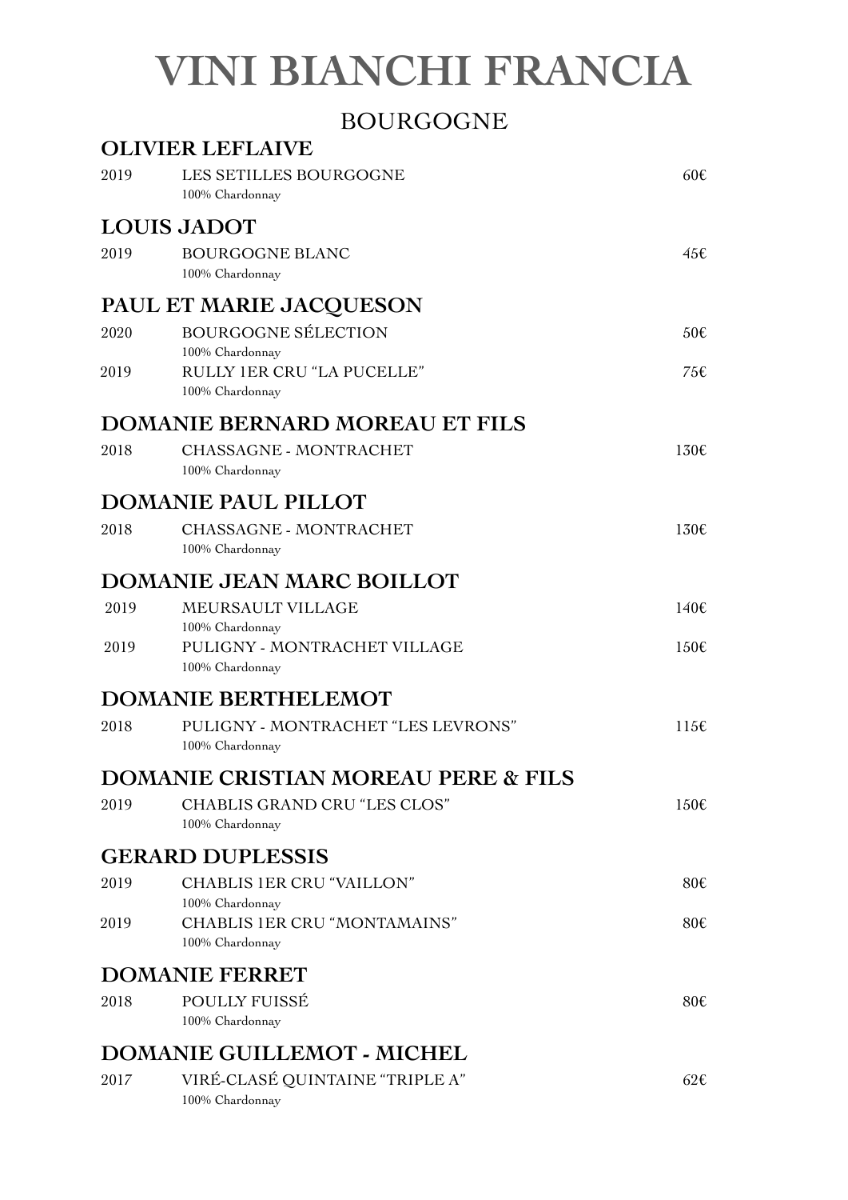# VINI BIANCHI FRANCIA

## BOURGOGNE

### OLIVIER LEFLAIVE

2019 LES SETILLES BOURGOGNE 60€
100% Chardonnay

### LOUIS JADOT

2019 BOURGOGNE BLANC 45€
100% Chardonnay

### PAUL ET MARIE JACQUESON

2020 BOURGOGNE SÉLECTION 50€
100% Chardonnay

2019 RULLY 1ER CRU "LA PUCELLE" 75€
100% Chardonnay

### DOMANIE BERNARD MOREAU ET FILS

2018 CHASSAGNE - MONTRACHET 130€
100% Chardonnay

### DOMANIE PAUL PILLOT

2018 CHASSAGNE - MONTRACHET 130€
100% Chardonnay

### DOMANIE JEAN MARC BOILLOT

2019 MEURSAULT VILLAGE 140€
100% Chardonnay

2019 PULIGNY - MONTRACHET VILLAGE 150€
100% Chardonnay

### DOMANIE BERTHELEMOT

2018 PULIGNY - MONTRACHET "LES LEVRONS" 115€
100% Chardonnay

### DOMANIE CRISTIAN MOREAU PERE & FILS

2019 CHABLIS GRAND CRU "LES CLOS" 150€
100% Chardonnay

### GERARD DUPLESSIS

2019 CHABLIS 1ER CRU "VAILLON" 80€
100% Chardonnay

2019 CHABLIS 1ER CRU "MONTAMAINS" 80€
100% Chardonnay

### DOMANIE FERRET

2018 POULLY FUISSÉ 80€
100% Chardonnay

### DOMANIE GUILLEMOT - MICHEL

2017 VIRÉ-CLASÉ QUINTAINE "TRIPLE A" 62€
100% Chardonnay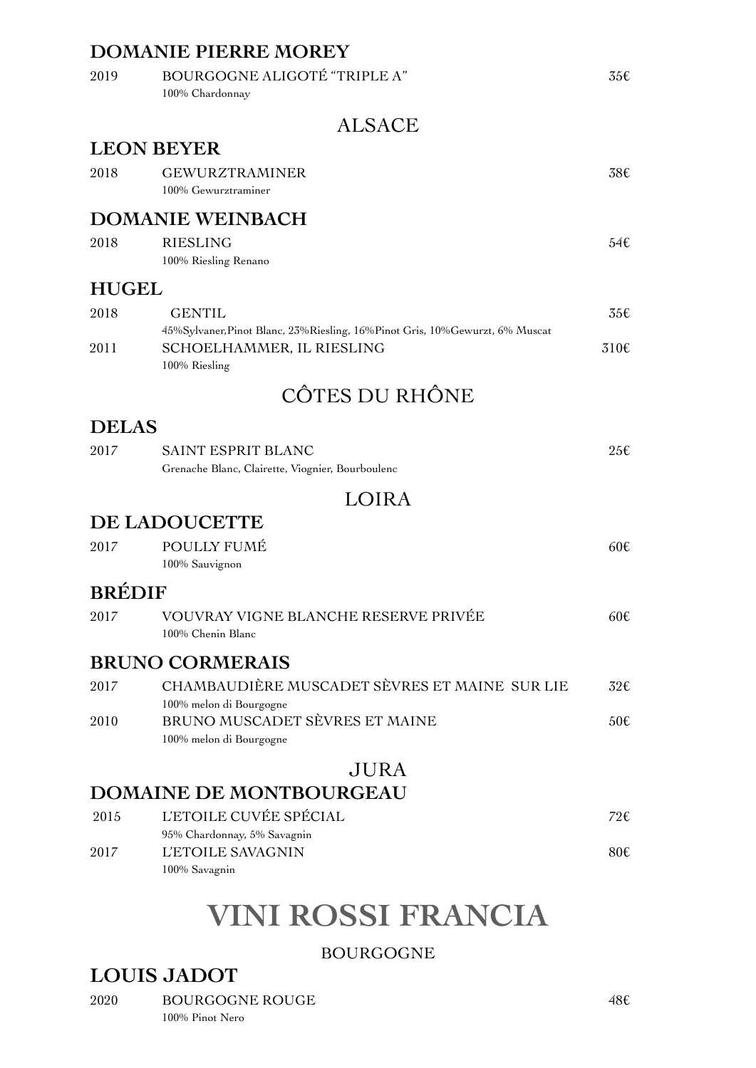## DOMANIE PIERRE MOREY

| | | |
|---|---|---|
| 2019 | BOURGOGNE ALIGOTÉ "TRIPLE A"<br>100% Chardonnay | 35€ |

### ALSACE

## LEON BEYER

| | | |
|---|---|---|
| 2018 | GEWURZTRAMINER<br>100% Gewurztraminer | 38€ |

## DOMANIE WEINBACH

| | | |
|---|---|---|
| 2018 | RIESLING<br>100% Riesling Renano | 54€ |

## HUGEL

| | | |
|---|---|---|
| 2018 | GENTIL<br>45%Sylvaner,Pinot Blanc, 23%Riesling, 16%Pinot Gris, 10%Gewurzt, 6% Muscat | 35€ |
| 2011 | SCHOELHAMMER, IL RIESLING<br>100% Riesling | 310€ |

### CÔTES DU RHÔNE

## DELAS

| | | |
|---|---|---|
| 2017 | SAINT ESPRIT BLANC<br>Grenache Blanc, Clairette, Viognier, Bourboulenc | 25€ |

### LOIRA

## DE LADOUCETTE

| | | |
|---|---|---|
| 2017 | POULLY FUMÉ<br>100% Sauvignon | 60€ |

## BRÉDIF

| | | |
|---|---|---|
| 2017 | VOUVRAY VIGNE BLANCHE RESERVE PRIVÉE<br>100% Chenin Blanc | 60€ |

## BRUNO CORMERAIS

| | | |
|---|---|---|
| 2017 | CHAMBAUDIÈRE MUSCADET SÈVRES ET MAINE SUR LIE<br>100% melon di Bourgogne | 32€ |
| 2010 | BRUNO MUSCADET SÈVRES ET MAINE<br>100% melon di Bourgogne | 50€ |

### JURA

## DOMAINE DE MONTBOURGEAU

| | | |
|---|---|---|
| 2015 | L'ETOILE CUVÉE SPÉCIAL<br>95% Chardonnay, 5% Savagnin | 72€ |
| 2017 | L'ETOILE SAVAGNIN<br>100% Savagnin | 80€ |

# VINI ROSSI FRANCIA

### BOURGOGNE

## LOUIS JADOT

| | | |
|---|---|---|
| 2020 | BOURGOGNE ROUGE<br>100% Pinot Nero | 48€ |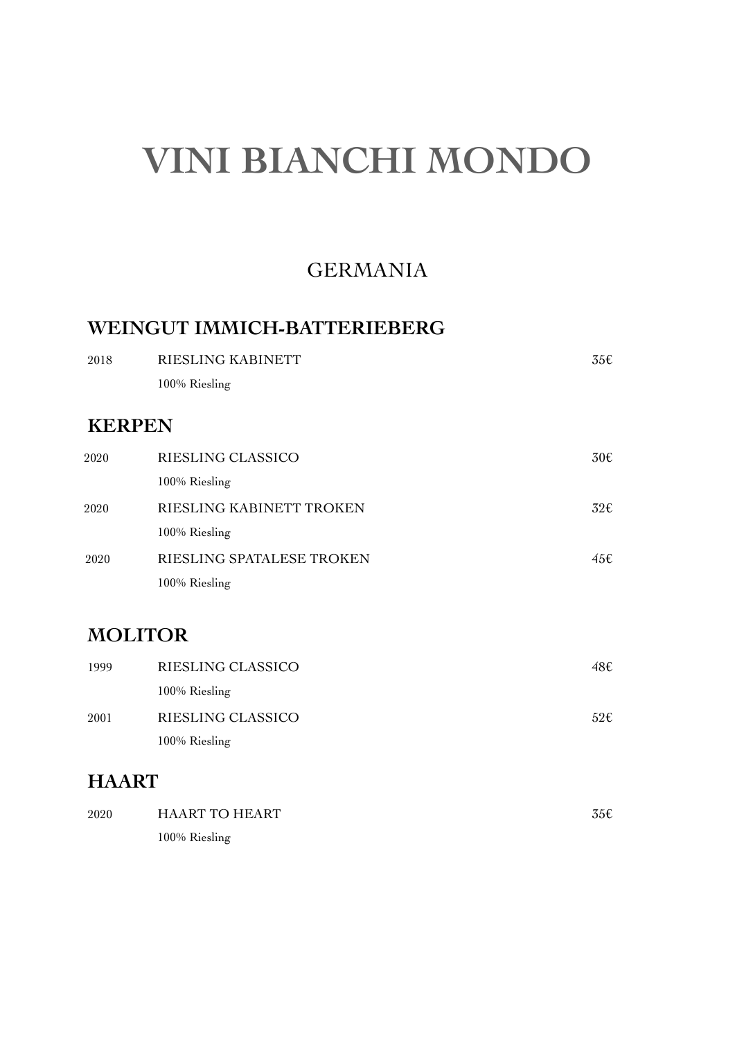# VINI BIANCHI MONDO

## GERMANIA

### WEINGUT IMMICH-BATTERIEBERG

| | | |
|---|---|---|
| 2018 | RIESLING KABINETT<br>100% Riesling | 35€ |

### KERPEN

| | | |
|---|---|---|
| 2020 | RIESLING CLASSICO<br>100% Riesling | 30€ |
| 2020 | RIESLING KABINETT TROKEN<br>100% Riesling | 32€ |
| 2020 | RIESLING SPATALESE TROKEN<br>100% Riesling | 45€ |

### MOLITOR

| | | |
|---|---|---|
| 1999 | RIESLING CLASSICO<br>100% Riesling | 48€ |
| 2001 | RIESLING CLASSICO<br>100% Riesling | 52€ |

### HAART

| | | |
|---|---|---|
| 2020 | HAART TO HEART<br>100% Riesling | 35€ |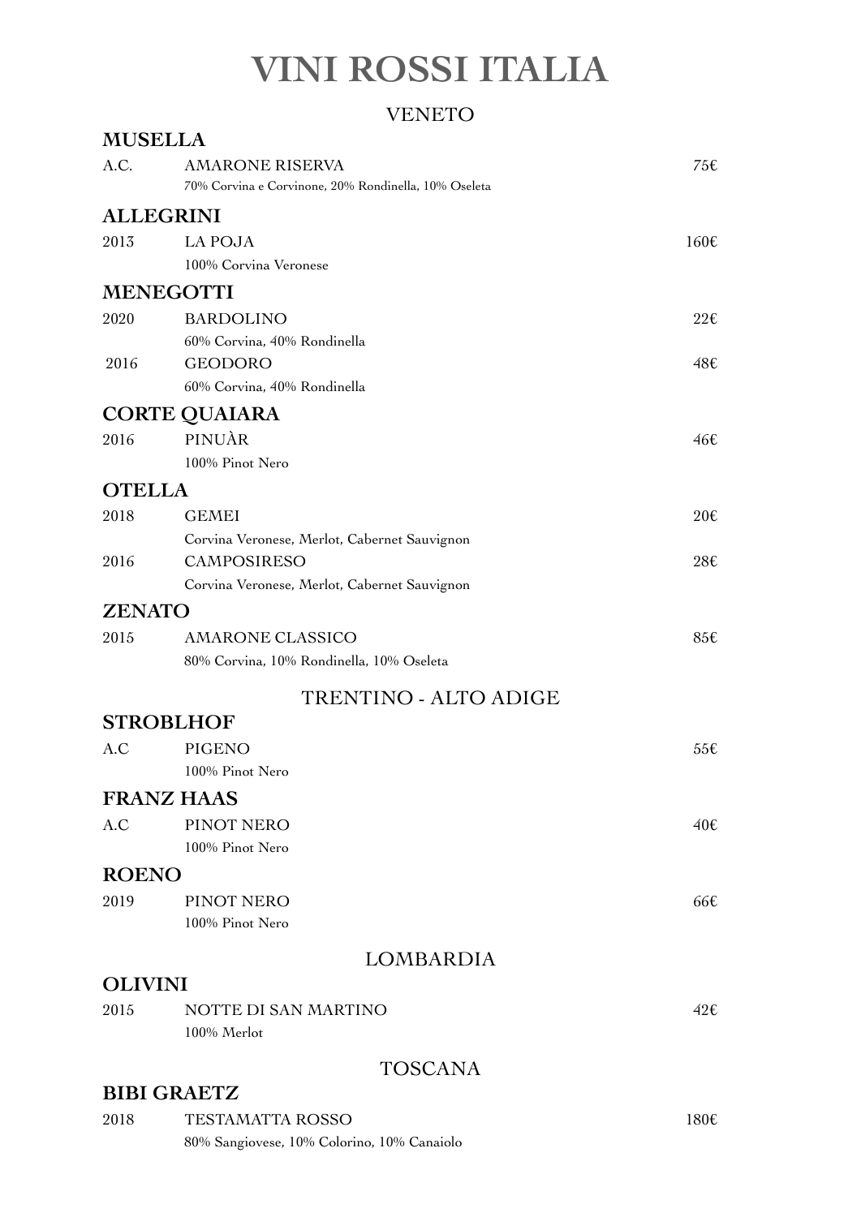# VINI ROSSI ITALIA

## VENETO

### MUSELLA

| | | |
|---|---|---|
| A.C. | AMARONE RISERVA<br>70% Corvina e Corvinone, 20% Rondinella, 10% Oseleta | 75€ |

### ALLEGRINI

| | | |
|---|---|---|
| 2013 | LA POJA<br>100% Corvina Veronese | 160€ |

### MENEGOTTI

| | | |
|---|---|---|
| 2020 | BARDOLINO<br>60% Corvina, 40% Rondinella | 22€ |
| 2016 | GEODORO<br>60% Corvina, 40% Rondinella | 48€ |

### CORTE QUAIARA

| | | |
|---|---|---|
| 2016 | PINUÀR<br>100% Pinot Nero | 46€ |

### OTELLA

| | | |
|---|---|---|
| 2018 | GEMEI<br>Corvina Veronese, Merlot, Cabernet Sauvignon | 20€ |
| 2016 | CAMPOSIRESO<br>Corvina Veronese, Merlot, Cabernet Sauvignon | 28€ |

### ZENATO

| | | |
|---|---|---|
| 2015 | AMARONE CLASSICO<br>80% Corvina, 10% Rondinella, 10% Oseleta | 85€ |

## TRENTINO - ALTO ADIGE

### STROBLHOF

| | | |
|---|---|---|
| A.C | PIGENO<br>100% Pinot Nero | 55€ |

### FRANZ HAAS

| | | |
|---|---|---|
| A.C | PINOT NERO<br>100% Pinot Nero | 40€ |

### ROENO

| | | |
|---|---|---|
| 2019 | PINOT NERO<br>100% Pinot Nero | 66€ |

## LOMBARDIA

### OLIVINI

| | | |
|---|---|---|
| 2015 | NOTTE DI SAN MARTINO<br>100% Merlot | 42€ |

## TOSCANA

### BIBI GRAETZ

| | | |
|---|---|---|
| 2018 | TESTAMATTA ROSSO<br>80% Sangiovese, 10% Colorino, 10% Canaiolo | 180€ |